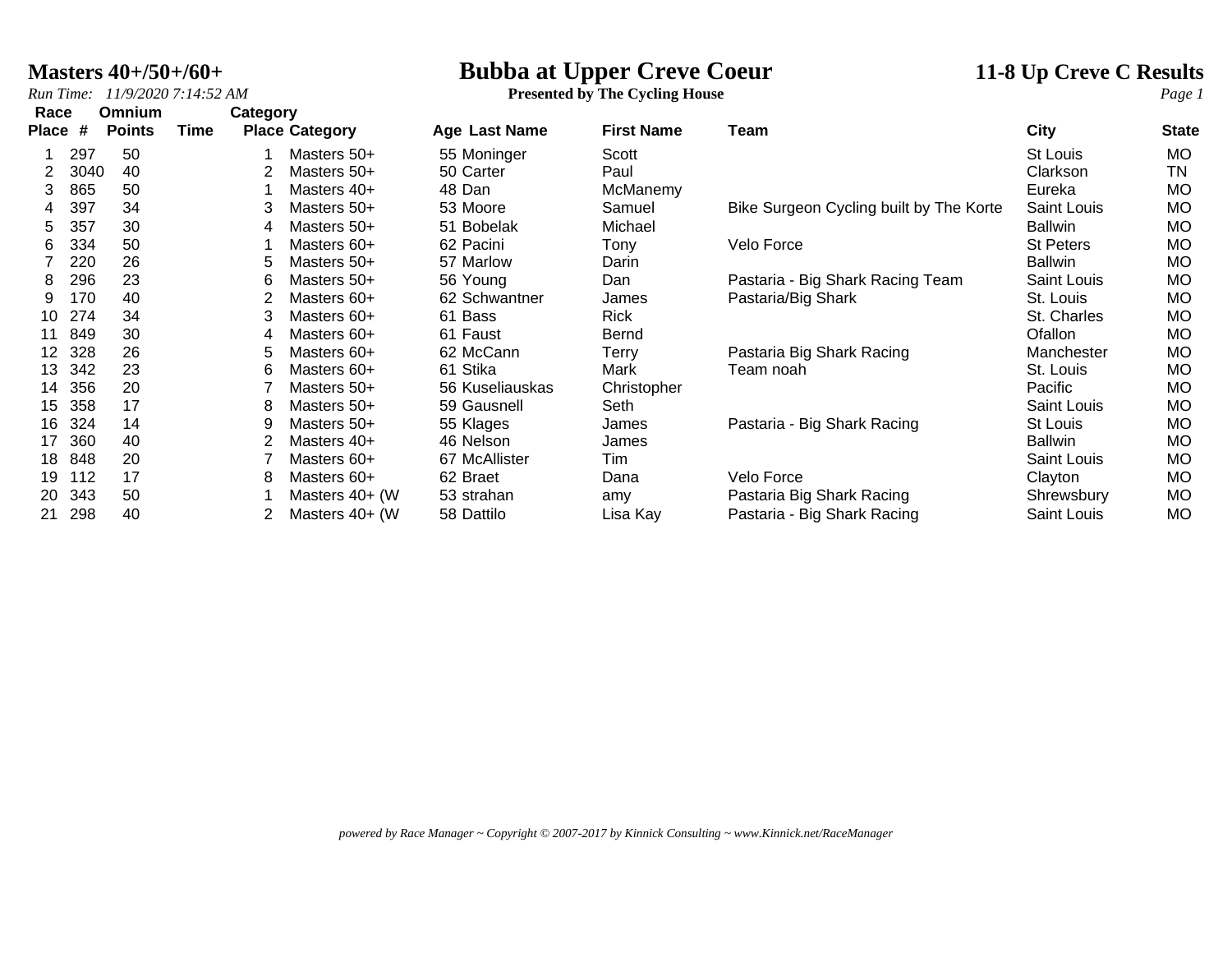# Masters 40+/50+/60+

## Bubba at Upper Creve Coeur

**Presented by The Cycling House**

**11-8 Up Creve C Results**

*Run Time: 11/9/2020 7:14:52 AM*

| Race Place | # | Omnium Points | Time | Category Place | Category | Age | Last Name | First Name | Team | City | State |
|---|---|---|---|---|---|---|---|---|---|---|---|
| 1 | 297 | 50 | | 1 | Masters 50+ | 55 | Moninger | Scott | | St Louis | MO |
| 2 | 3040 | 40 | | 2 | Masters 50+ | 50 | Carter | Paul | | Clarkson | TN |
| 3 | 865 | 50 | | 1 | Masters 40+ | 48 | Dan | McManemy | | Eureka | MO |
| 4 | 397 | 34 | | 3 | Masters 50+ | 53 | Moore | Samuel | Bike Surgeon Cycling built by The Korte | Saint Louis | MO |
| 5 | 357 | 30 | | 4 | Masters 50+ | 51 | Bobelak | Michael | | Ballwin | MO |
| 6 | 334 | 50 | | 1 | Masters 60+ | 62 | Pacini | Tony | Velo Force | St Peters | MO |
| 7 | 220 | 26 | | 5 | Masters 50+ | 57 | Marlow | Darin | | Ballwin | MO |
| 8 | 296 | 23 | | 6 | Masters 50+ | 56 | Young | Dan | Pastaria - Big Shark Racing Team | Saint Louis | MO |
| 9 | 170 | 40 | | 2 | Masters 60+ | 62 | Schwantner | James | Pastaria/Big Shark | St. Louis | MO |
| 10 | 274 | 34 | | 3 | Masters 60+ | 61 | Bass | Rick | | St. Charles | MO |
| 11 | 849 | 30 | | 4 | Masters 60+ | 61 | Faust | Bernd | | Ofallon | MO |
| 12 | 328 | 26 | | 5 | Masters 60+ | 62 | McCann | Terry | Pastaria Big Shark Racing | Manchester | MO |
| 13 | 342 | 23 | | 6 | Masters 60+ | 61 | Stika | Mark | Team noah | St. Louis | MO |
| 14 | 356 | 20 | | 7 | Masters 50+ | 56 | Kuseliauskas | Christopher | | Pacific | MO |
| 15 | 358 | 17 | | 8 | Masters 50+ | 59 | Gausnell | Seth | | Saint Louis | MO |
| 16 | 324 | 14 | | 9 | Masters 50+ | 55 | Klages | James | Pastaria - Big Shark Racing | St Louis | MO |
| 17 | 360 | 40 | | 2 | Masters 40+ | 46 | Nelson | James | | Ballwin | MO |
| 18 | 848 | 20 | | 7 | Masters 60+ | 67 | McAllister | Tim | | Saint Louis | MO |
| 19 | 112 | 17 | | 8 | Masters 60+ | 62 | Braet | Dana | Velo Force | Clayton | MO |
| 20 | 343 | 50 | | 1 | Masters 40+ (W | 53 | strahan | amy | Pastaria Big Shark Racing | Shrewsbury | MO |
| 21 | 298 | 40 | | 2 | Masters 40+ (W | 58 | Dattilo | Lisa Kay | Pastaria - Big Shark Racing | Saint Louis | MO |

*powered by Race Manager ~ Copyright © 2007-2017 by Kinnick Consulting ~ www.Kinnick.net/RaceManager*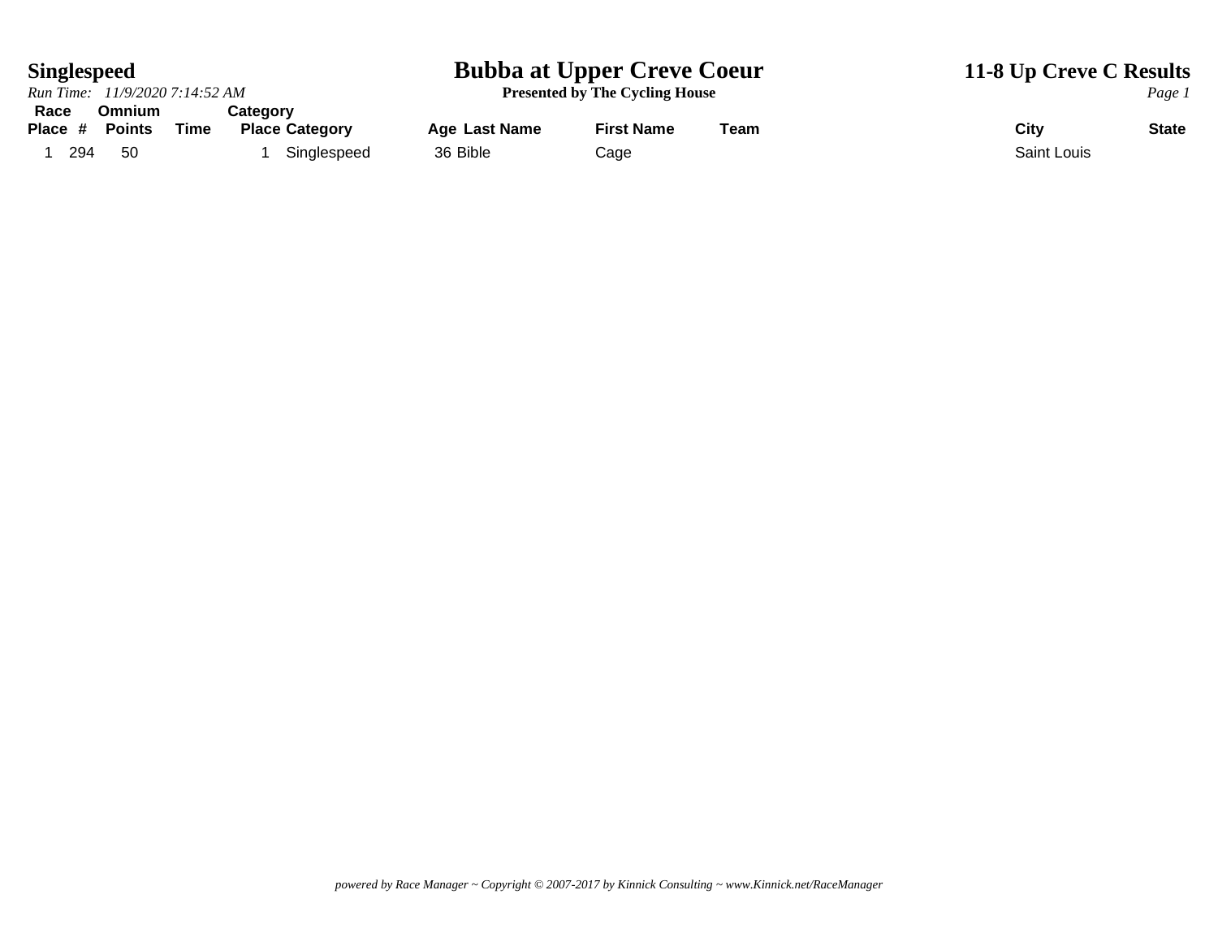# Singlespeed

*Run Time: 11/9/2020 7:14:52 AM*

## Bubba at Upper Creve Coeur

**Presented by The Cycling House**

## 11-8 Up Creve C Results

| Race Place | # | Omnium Points | Time | Category Place | Category | Age | Last Name | First Name | Team | City | State |
|---|---|---|---|---|---|---|---|---|---|---|---|
| 1 | 294 | 50 | | 1 | Singlespeed | 36 | Bible | Cage | | Saint Louis | |

*powered by Race Manager ~ Copyright © 2007-2017 by Kinnick Consulting ~ www.Kinnick.net/RaceManager*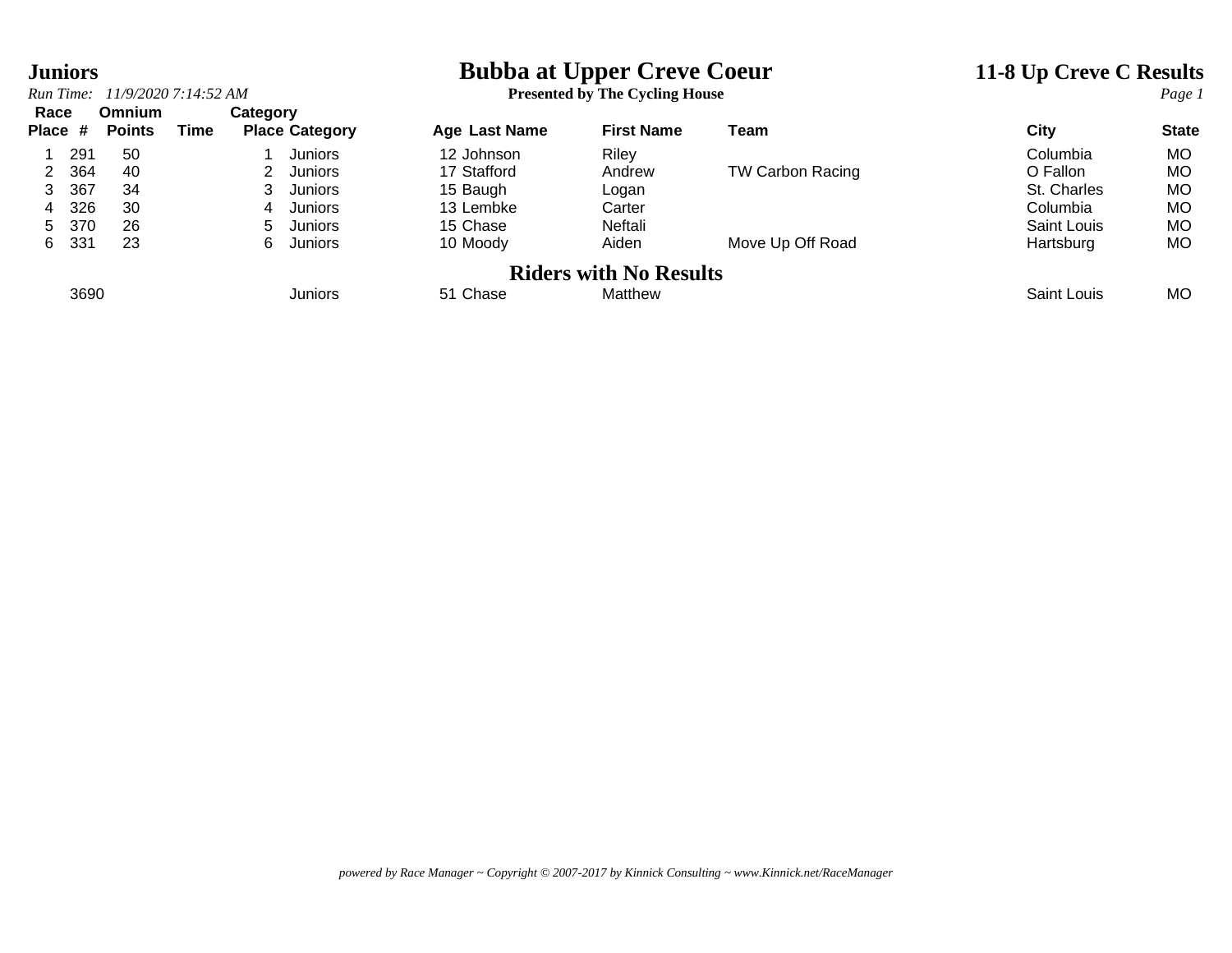**Juniors**

*Run Time: 11/9/2020 7:14:52 AM*

# Bubba at Upper Creve Coeur

**Presented by The Cycling House**

## 11-8 Up Creve C Results

| Race Place | # | Omnium Points | Time | Category Place | Category | Age | Last Name | First Name | Team | City | State |
|---|---|---|---|---|---|---|---|---|---|---|---|
| 1 | 291 | 50 | | 1 | Juniors | 12 | Johnson | Riley | | Columbia | MO |
| 2 | 364 | 40 | | 2 | Juniors | 17 | Stafford | Andrew | TW Carbon Racing | O Fallon | MO |
| 3 | 367 | 34 | | 3 | Juniors | 15 | Baugh | Logan | | St. Charles | MO |
| 4 | 326 | 30 | | 4 | Juniors | 13 | Lembke | Carter | | Columbia | MO |
| 5 | 370 | 26 | | 5 | Juniors | 15 | Chase | Neftali | | Saint Louis | MO |
| 6 | 331 | 23 | | 6 | Juniors | 10 | Moody | Aiden | Move Up Off Road | Hartsburg | MO |

### Riders with No Results

| Race Place | # | Omnium Points | Time | Category Place | Category | Age | Last Name | First Name | Team | City | State |
|---|---|---|---|---|---|---|---|---|---|---|---|
| | 3690 | | | | Juniors | 51 | Chase | Matthew | | Saint Louis | MO |

*powered by Race Manager ~ Copyright © 2007-2017 by Kinnick Consulting ~ www.Kinnick.net/RaceManager*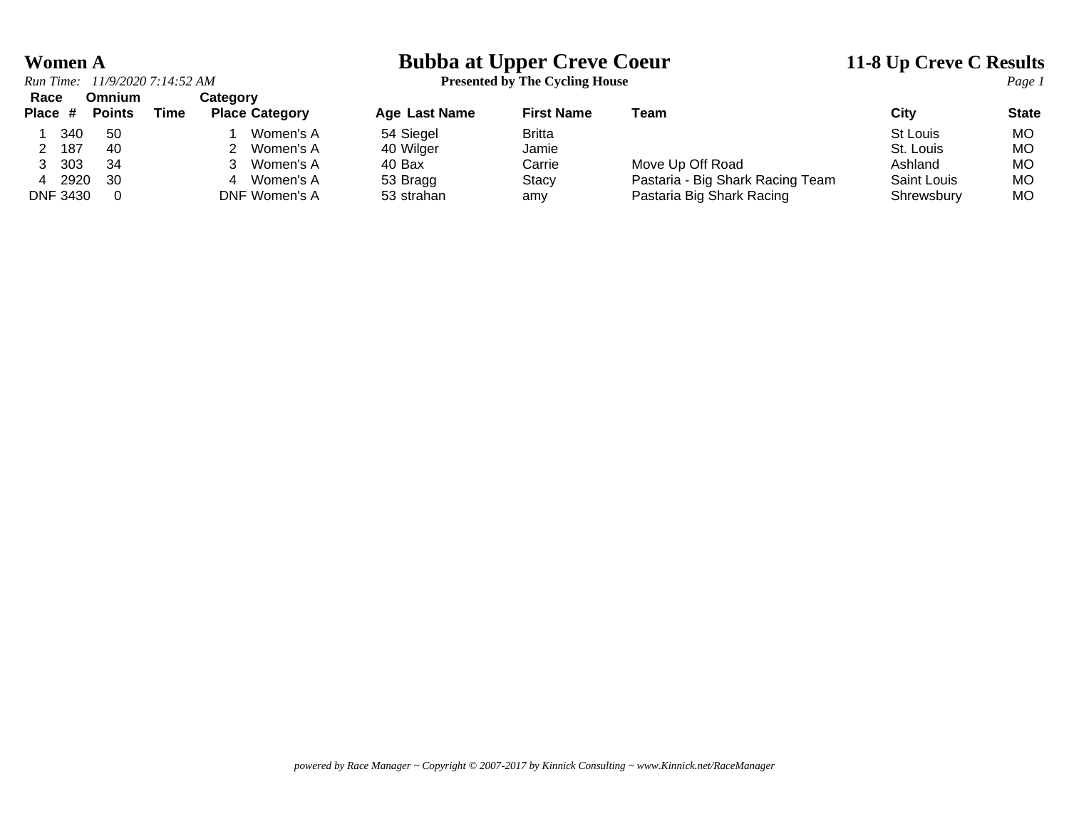# Women A

## Bubba at Upper Creve Coeur

**Presented by The Cycling House**

**11-8 Up Creve C Results**

*Run Time: 11/9/2020 7:14:52 AM*

| Race Place | # | Omnium Points | Time | Category Place | Category | Age | Last Name | First Name | Team | City | State |
|---|---|---|---|---|---|---|---|---|---|---|---|
| 1 | 340 | 50 | | 1 | Women's A | 54 | Siegel | Britta | | St Louis | MO |
| 2 | 187 | 40 | | 2 | Women's A | 40 | Wilger | Jamie | | St. Louis | MO |
| 3 | 303 | 34 | | 3 | Women's A | 40 | Bax | Carrie | Move Up Off Road | Ashland | MO |
| 4 | 2920 | 30 | | 4 | Women's A | 53 | Bragg | Stacy | Pastaria - Big Shark Racing Team | Saint Louis | MO |
| DNF | 3430 | 0 | | DNF | Women's A | 53 | strahan | amy | Pastaria Big Shark Racing | Shrewsbury | MO |

*powered by Race Manager ~ Copyright © 2007-2017 by Kinnick Consulting ~ www.Kinnick.net/RaceManager*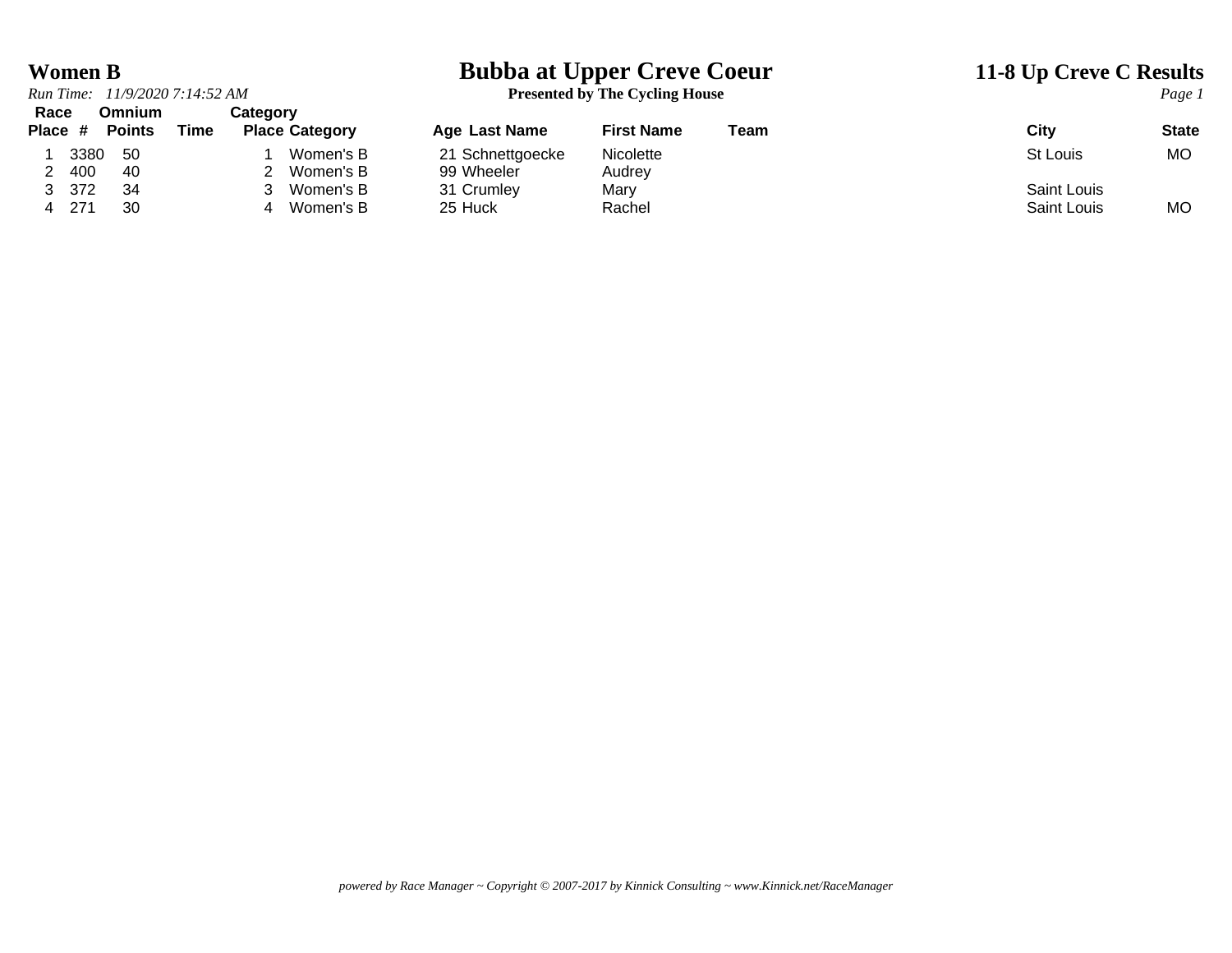# Women B

*Run Time: 11/9/2020 7:14:52 AM*

## Bubba at Upper Creve Coeur

**Presented by The Cycling House**

## 11-8 Up Creve C Results

| Race Place | # | Omnium Points | Time | Category Place | Category | Age | Last Name | First Name | Team | City | State |
|---|---|---|---|---|---|---|---|---|---|---|---|
| 1 | 3380 | 50 | | 1 | Women's B | 21 | Schnettgoecke | Nicolette | | St Louis | MO |
| 2 | 400 | 40 | | 2 | Women's B | 99 | Wheeler | Audrey | | | |
| 3 | 372 | 34 | | 3 | Women's B | 31 | Crumley | Mary | | Saint Louis | |
| 4 | 271 | 30 | | 4 | Women's B | 25 | Huck | Rachel | | Saint Louis | MO |

*powered by Race Manager ~ Copyright © 2007-2017 by Kinnick Consulting ~ www.Kinnick.net/RaceManager*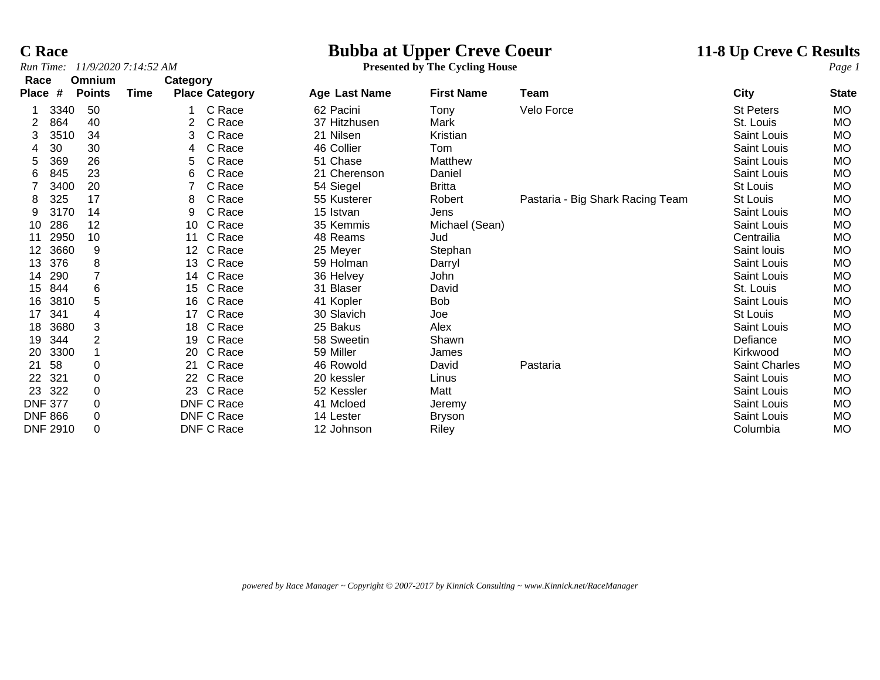**C Race**

*Run Time: 11/9/2020 7:14:52 AM*

# Bubba at Upper Creve Coeur

**Presented by The Cycling House**

## 11-8 Up Creve C Results

| Race Place | # | Omnium Points | Time | Category Place | Category | Age | Last Name | First Name | Team | City | State |
|---|---|---|---|---|---|---|---|---|---|---|---|
| 1 | 3340 | 50 | | 1 | C Race | 62 | Pacini | Tony | Velo Force | St Peters | MO |
| 2 | 864 | 40 | | 2 | C Race | 37 | Hitzhusen | Mark | | St. Louis | MO |
| 3 | 3510 | 34 | | 3 | C Race | 21 | Nilsen | Kristian | | Saint Louis | MO |
| 4 | 30 | 30 | | 4 | C Race | 46 | Collier | Tom | | Saint Louis | MO |
| 5 | 369 | 26 | | 5 | C Race | 51 | Chase | Matthew | | Saint Louis | MO |
| 6 | 845 | 23 | | 6 | C Race | 21 | Cherenson | Daniel | | Saint Louis | MO |
| 7 | 3400 | 20 | | 7 | C Race | 54 | Siegel | Britta | | St Louis | MO |
| 8 | 325 | 17 | | 8 | C Race | 55 | Kusterer | Robert | Pastaria - Big Shark Racing Team | St Louis | MO |
| 9 | 3170 | 14 | | 9 | C Race | 15 | Istvan | Jens | | Saint Louis | MO |
| 10 | 286 | 12 | | 10 | C Race | 35 | Kemmis | Michael (Sean) | | Saint Louis | MO |
| 11 | 2950 | 10 | | 11 | C Race | 48 | Reams | Jud | | Centrailia | MO |
| 12 | 3660 | 9 | | 12 | C Race | 25 | Meyer | Stephan | | Saint louis | MO |
| 13 | 376 | 8 | | 13 | C Race | 59 | Holman | Darryl | | Saint Louis | MO |
| 14 | 290 | 7 | | 14 | C Race | 36 | Helvey | John | | Saint Louis | MO |
| 15 | 844 | 6 | | 15 | C Race | 31 | Blaser | David | | St. Louis | MO |
| 16 | 3810 | 5 | | 16 | C Race | 41 | Kopler | Bob | | Saint Louis | MO |
| 17 | 341 | 4 | | 17 | C Race | 30 | Slavich | Joe | | St Louis | MO |
| 18 | 3680 | 3 | | 18 | C Race | 25 | Bakus | Alex | | Saint Louis | MO |
| 19 | 344 | 2 | | 19 | C Race | 58 | Sweetin | Shawn | | Defiance | MO |
| 20 | 3300 | 1 | | 20 | C Race | 59 | Miller | James | | Kirkwood | MO |
| 21 | 58 | 0 | | 21 | C Race | 46 | Rowold | David | Pastaria | Saint Charles | MO |
| 22 | 321 | 0 | | 22 | C Race | 20 | kessler | Linus | | Saint Louis | MO |
| 23 | 322 | 0 | | 23 | C Race | 52 | Kessler | Matt | | Saint Louis | MO |
| DNF | 377 | 0 | | DNF | C Race | 41 | Mcloed | Jeremy | | Saint Louis | MO |
| DNF | 866 | 0 | | DNF | C Race | 14 | Lester | Bryson | | Saint Louis | MO |
| DNF | 2910 | 0 | | DNF | C Race | 12 | Johnson | Riley | | Columbia | MO |

*powered by Race Manager ~ Copyright © 2007-2017 by Kinnick Consulting ~ www.Kinnick.net/RaceManager*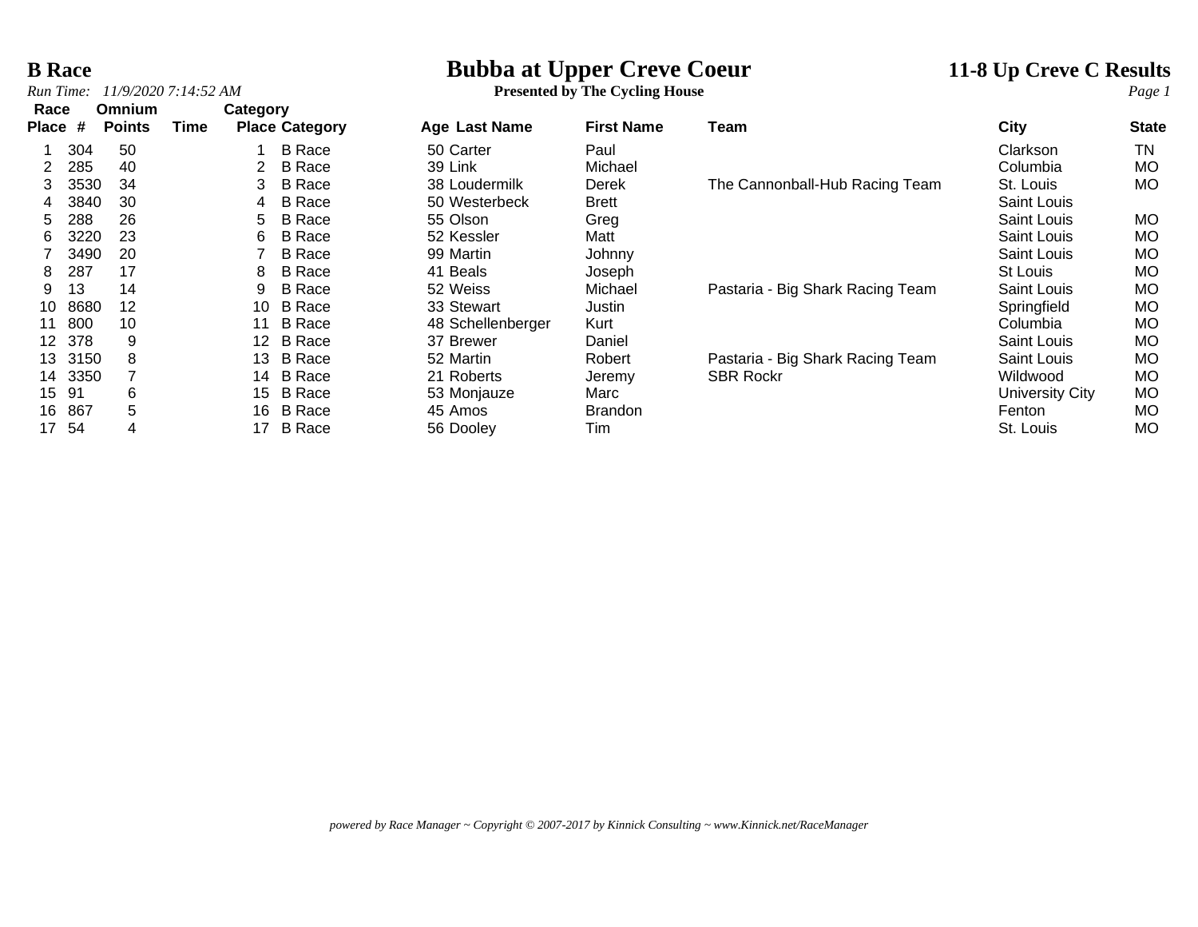# B Race

*Run Time: 11/9/2020 7:14:52 AM*

## Bubba at Upper Creve Coeur

**Presented by The Cycling House**

## 11-8 Up Creve C Results

| Race Place | # | Omnium Points | Time | Category Place | Category | Age | Last Name | First Name | Team | City | State |
|---|---|---|---|---|---|---|---|---|---|---|---|
| 1 | 304 | 50 | | 1 | B Race | 50 | Carter | Paul | | Clarkson | TN |
| 2 | 285 | 40 | | 2 | B Race | 39 | Link | Michael | | Columbia | MO |
| 3 | 3530 | 34 | | 3 | B Race | 38 | Loudermilk | Derek | The Cannonball-Hub Racing Team | St. Louis | MO |
| 4 | 3840 | 30 | | 4 | B Race | 50 | Westerbeck | Brett | | Saint Louis | |
| 5 | 288 | 26 | | 5 | B Race | 55 | Olson | Greg | | Saint Louis | MO |
| 6 | 3220 | 23 | | 6 | B Race | 52 | Kessler | Matt | | Saint Louis | MO |
| 7 | 3490 | 20 | | 7 | B Race | 99 | Martin | Johnny | | Saint Louis | MO |
| 8 | 287 | 17 | | 8 | B Race | 41 | Beals | Joseph | | St Louis | MO |
| 9 | 13 | 14 | | 9 | B Race | 52 | Weiss | Michael | Pastaria - Big Shark Racing Team | Saint Louis | MO |
| 10 | 8680 | 12 | | 10 | B Race | 33 | Stewart | Justin | | Springfield | MO |
| 11 | 800 | 10 | | 11 | B Race | 48 | Schellenberger | Kurt | | Columbia | MO |
| 12 | 378 | 9 | | 12 | B Race | 37 | Brewer | Daniel | | Saint Louis | MO |
| 13 | 3150 | 8 | | 13 | B Race | 52 | Martin | Robert | Pastaria - Big Shark Racing Team | Saint Louis | MO |
| 14 | 3350 | 7 | | 14 | B Race | 21 | Roberts | Jeremy | SBR Rockr | Wildwood | MO |
| 15 | 91 | 6 | | 15 | B Race | 53 | Monjauze | Marc | | University City | MO |
| 16 | 867 | 5 | | 16 | B Race | 45 | Amos | Brandon | | Fenton | MO |
| 17 | 54 | 4 | | 17 | B Race | 56 | Dooley | Tim | | St. Louis | MO |

*powered by Race Manager ~ Copyright © 2007-2017 by Kinnick Consulting ~ www.Kinnick.net/RaceManager*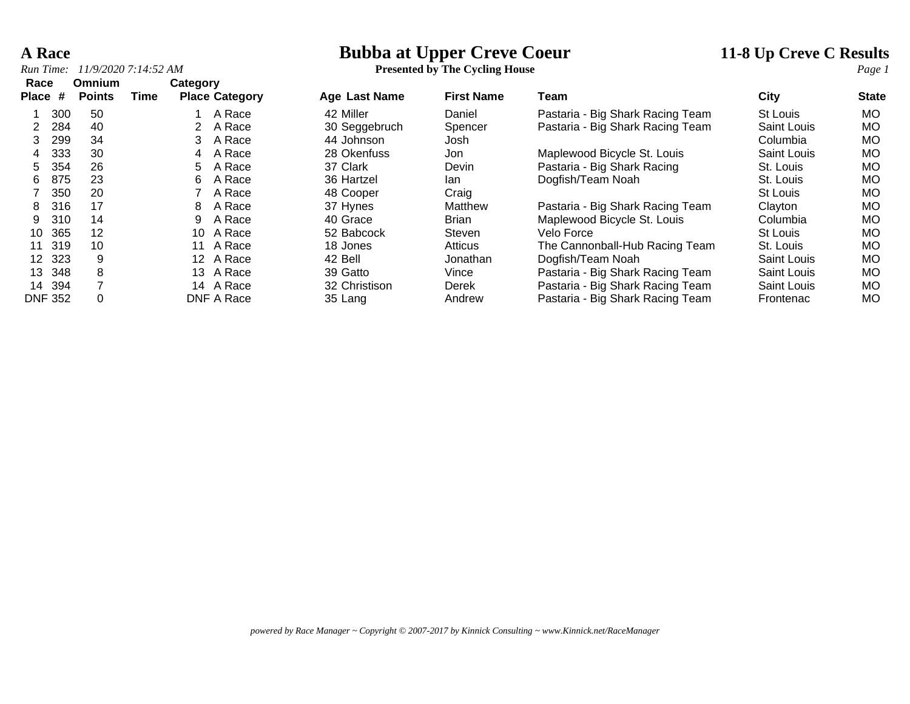# A Race

## Bubba at Upper Creve Coeur

**Presented by The Cycling House**

**11-8 Up Creve C Results**

*Run Time: 11/9/2020 7:14:52 AM*

| Race Place | # | Omnium Points | Time | Category Place | Category | Age | Last Name | First Name | Team | City | State |
|---|---|---|---|---|---|---|---|---|---|---|---|
| 1 | 300 | 50 | | 1 | A Race | 42 | Miller | Daniel | Pastaria - Big Shark Racing Team | St Louis | MO |
| 2 | 284 | 40 | | 2 | A Race | 30 | Seggebruch | Spencer | Pastaria - Big Shark Racing Team | Saint Louis | MO |
| 3 | 299 | 34 | | 3 | A Race | 44 | Johnson | Josh | | Columbia | MO |
| 4 | 333 | 30 | | 4 | A Race | 28 | Okenfuss | Jon | Maplewood Bicycle St. Louis | Saint Louis | MO |
| 5 | 354 | 26 | | 5 | A Race | 37 | Clark | Devin | Pastaria - Big Shark Racing | St. Louis | MO |
| 6 | 875 | 23 | | 6 | A Race | 36 | Hartzel | Ian | Dogfish/Team Noah | St. Louis | MO |
| 7 | 350 | 20 | | 7 | A Race | 48 | Cooper | Craig | | St Louis | MO |
| 8 | 316 | 17 | | 8 | A Race | 37 | Hynes | Matthew | Pastaria - Big Shark Racing Team | Clayton | MO |
| 9 | 310 | 14 | | 9 | A Race | 40 | Grace | Brian | Maplewood Bicycle St. Louis | Columbia | MO |
| 10 | 365 | 12 | | 10 | A Race | 52 | Babcock | Steven | Velo Force | St Louis | MO |
| 11 | 319 | 10 | | 11 | A Race | 18 | Jones | Atticus | The Cannonball-Hub Racing Team | St. Louis | MO |
| 12 | 323 | 9 | | 12 | A Race | 42 | Bell | Jonathan | Dogfish/Team Noah | Saint Louis | MO |
| 13 | 348 | 8 | | 13 | A Race | 39 | Gatto | Vince | Pastaria - Big Shark Racing Team | Saint Louis | MO |
| 14 | 394 | 7 | | 14 | A Race | 32 | Christison | Derek | Pastaria - Big Shark Racing Team | Saint Louis | MO |
| DNF | 352 | 0 | | DNF | A Race | 35 | Lang | Andrew | Pastaria - Big Shark Racing Team | Frontenac | MO |

*powered by Race Manager ~ Copyright © 2007-2017 by Kinnick Consulting ~ www.Kinnick.net/RaceManager*